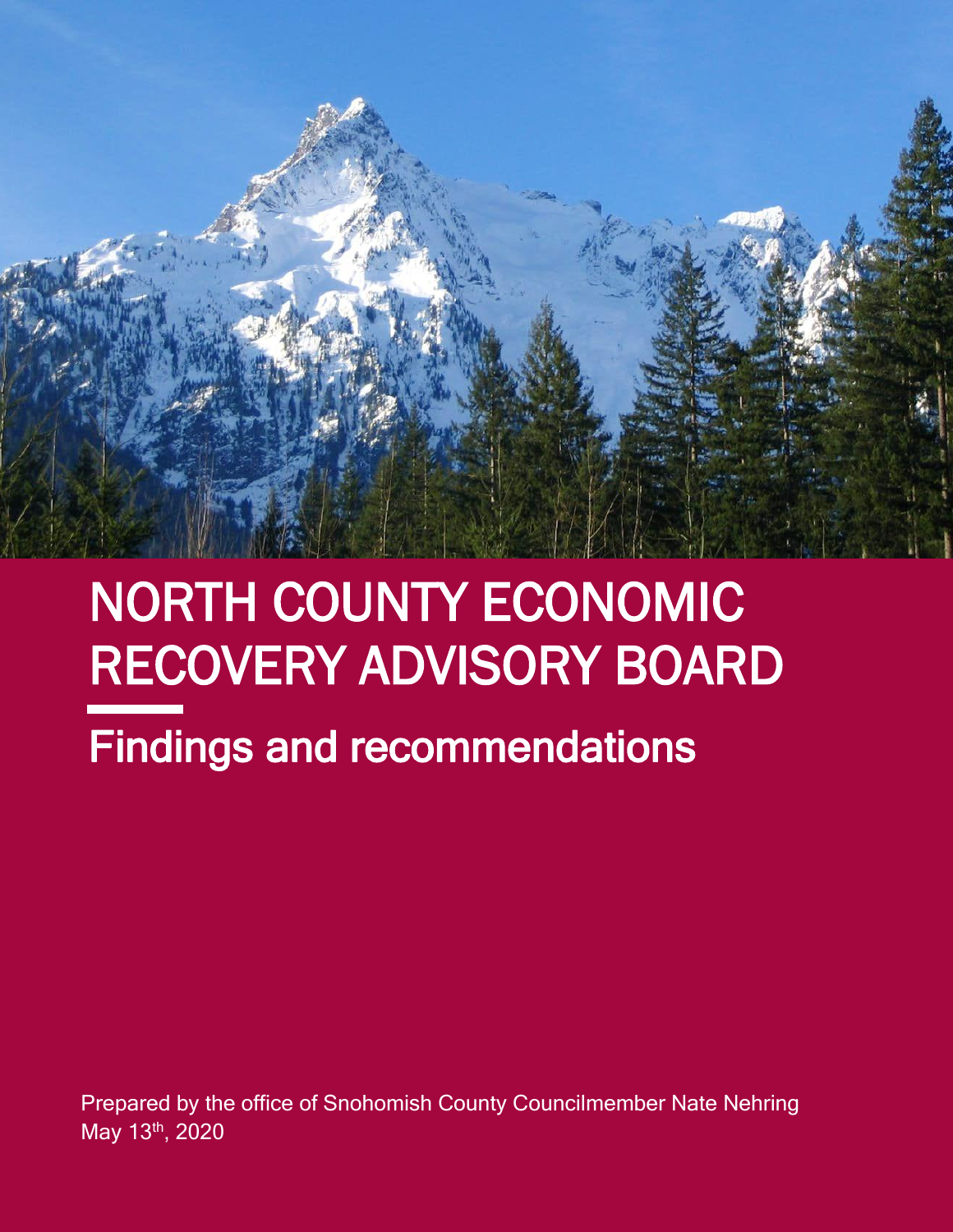# NORTH COUNTY ECONOMIC RECOVERY ADVISORY BOARD

## Findings and recommendations

Prepared by the office of Snohomish County Councilmember Nate Nehring
May 13th, 2020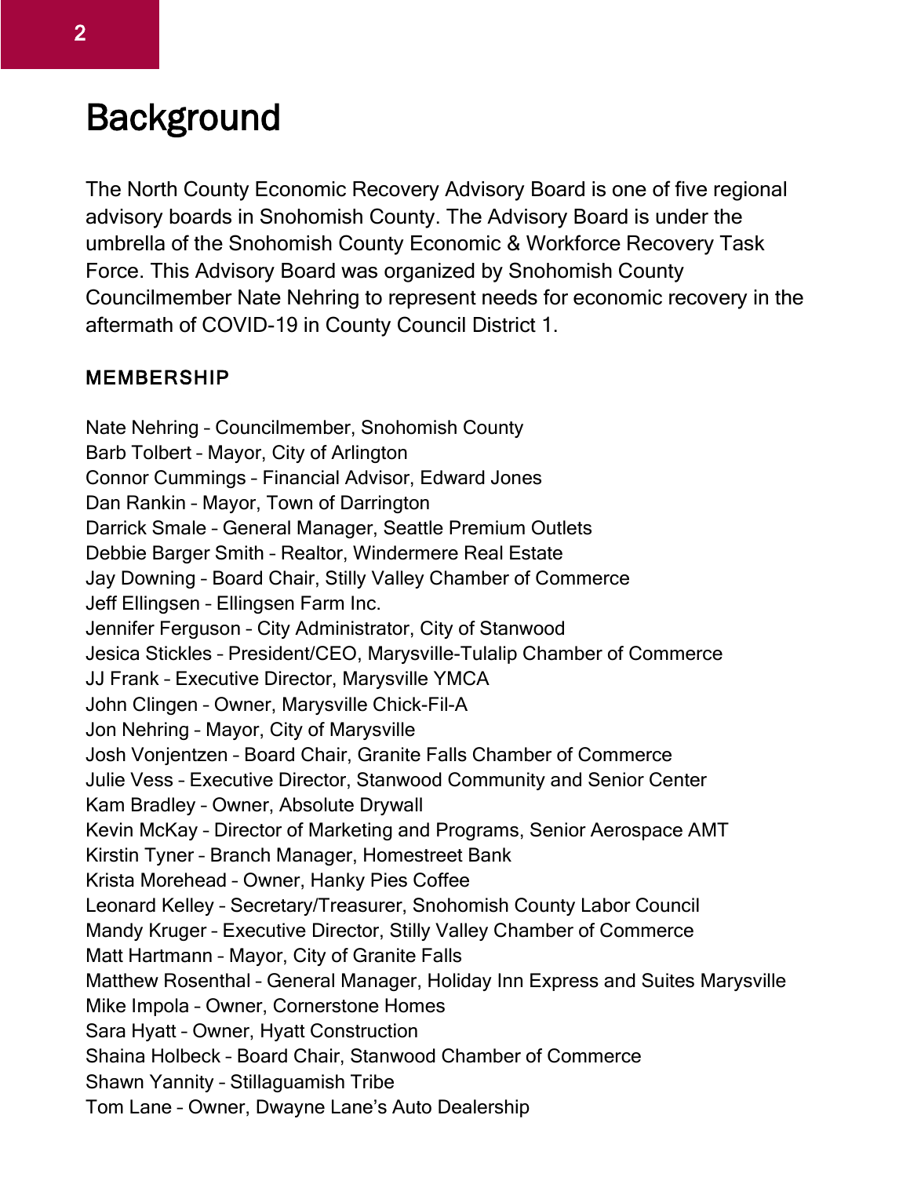# Background

The North County Economic Recovery Advisory Board is one of five regional advisory boards in Snohomish County. The Advisory Board is under the umbrella of the Snohomish County Economic & Workforce Recovery Task Force. This Advisory Board was organized by Snohomish County Councilmember Nate Nehring to represent needs for economic recovery in the aftermath of COVID-19 in County Council District 1.

### MEMBERSHIP

Nate Nehring – Councilmember, Snohomish County
Barb Tolbert – Mayor, City of Arlington
Connor Cummings – Financial Advisor, Edward Jones
Dan Rankin – Mayor, Town of Darrington
Darrick Smale – General Manager, Seattle Premium Outlets
Debbie Barger Smith – Realtor, Windermere Real Estate
Jay Downing – Board Chair, Stilly Valley Chamber of Commerce
Jeff Ellingsen – Ellingsen Farm Inc.
Jennifer Ferguson – City Administrator, City of Stanwood
Jesica Stickles – President/CEO, Marysville-Tulalip Chamber of Commerce
JJ Frank – Executive Director, Marysville YMCA
John Clingen – Owner, Marysville Chick-Fil-A
Jon Nehring – Mayor, City of Marysville
Josh Vonjentzen – Board Chair, Granite Falls Chamber of Commerce
Julie Vess – Executive Director, Stanwood Community and Senior Center
Kam Bradley – Owner, Absolute Drywall
Kevin McKay – Director of Marketing and Programs, Senior Aerospace AMT
Kirstin Tyner – Branch Manager, Homestreet Bank
Krista Morehead – Owner, Hanky Pies Coffee
Leonard Kelley – Secretary/Treasurer, Snohomish County Labor Council
Mandy Kruger – Executive Director, Stilly Valley Chamber of Commerce
Matt Hartmann – Mayor, City of Granite Falls
Matthew Rosenthal – General Manager, Holiday Inn Express and Suites Marysville
Mike Impola – Owner, Cornerstone Homes
Sara Hyatt – Owner, Hyatt Construction
Shaina Holbeck – Board Chair, Stanwood Chamber of Commerce
Shawn Yannity – Stillaguamish Tribe
Tom Lane – Owner, Dwayne Lane's Auto Dealership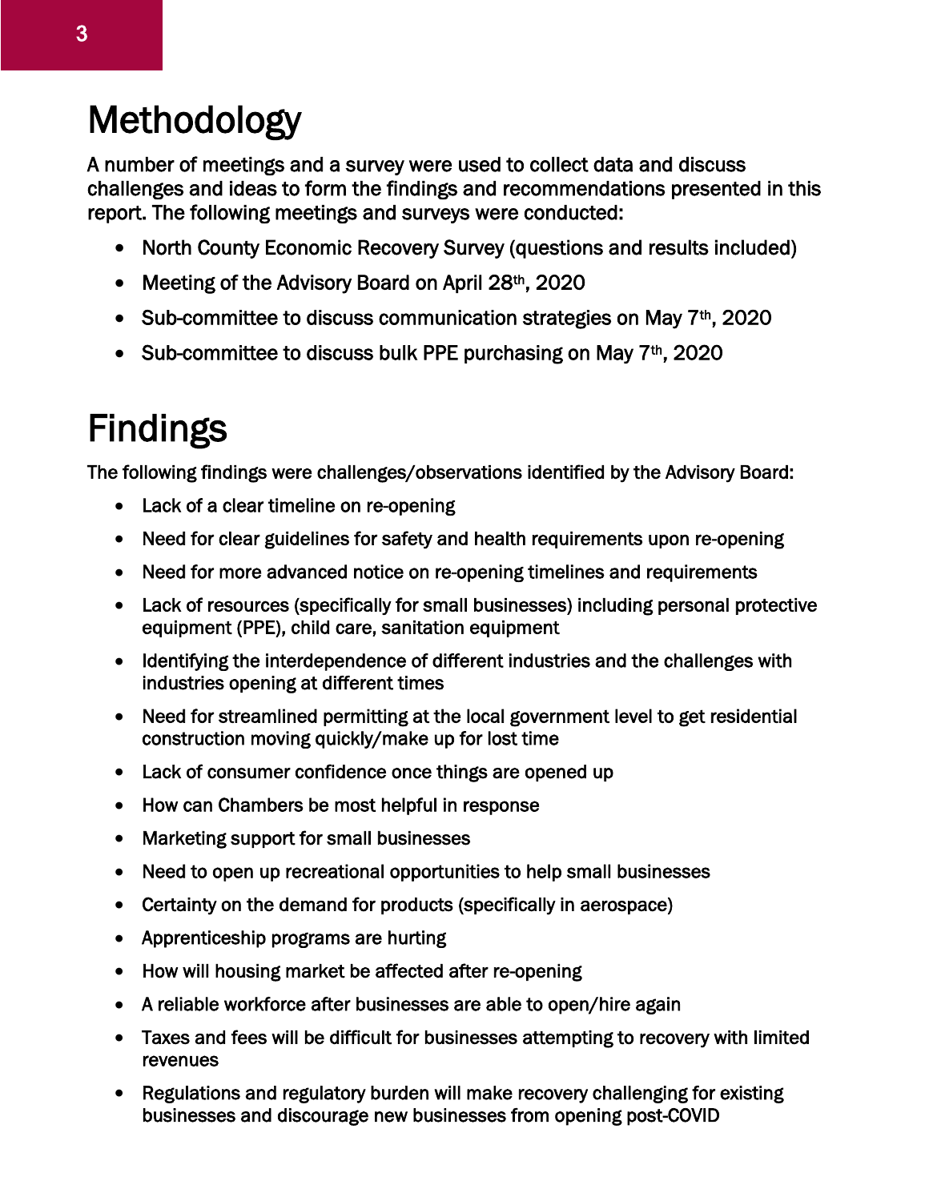# Methodology

A number of meetings and a survey were used to collect data and discuss challenges and ideas to form the findings and recommendations presented in this report. The following meetings and surveys were conducted:

- North County Economic Recovery Survey (questions and results included)
- Meeting of the Advisory Board on April 28th, 2020
- Sub-committee to discuss communication strategies on May 7th, 2020
- Sub-committee to discuss bulk PPE purchasing on May 7th, 2020

# Findings

The following findings were challenges/observations identified by the Advisory Board:

- Lack of a clear timeline on re-opening
- Need for clear guidelines for safety and health requirements upon re-opening
- Need for more advanced notice on re-opening timelines and requirements
- Lack of resources (specifically for small businesses) including personal protective equipment (PPE), child care, sanitation equipment
- Identifying the interdependence of different industries and the challenges with industries opening at different times
- Need for streamlined permitting at the local government level to get residential construction moving quickly/make up for lost time
- Lack of consumer confidence once things are opened up
- How can Chambers be most helpful in response
- Marketing support for small businesses
- Need to open up recreational opportunities to help small businesses
- Certainty on the demand for products (specifically in aerospace)
- Apprenticeship programs are hurting
- How will housing market be affected after re-opening
- A reliable workforce after businesses are able to open/hire again
- Taxes and fees will be difficult for businesses attempting to recovery with limited revenues
- Regulations and regulatory burden will make recovery challenging for existing businesses and discourage new businesses from opening post-COVID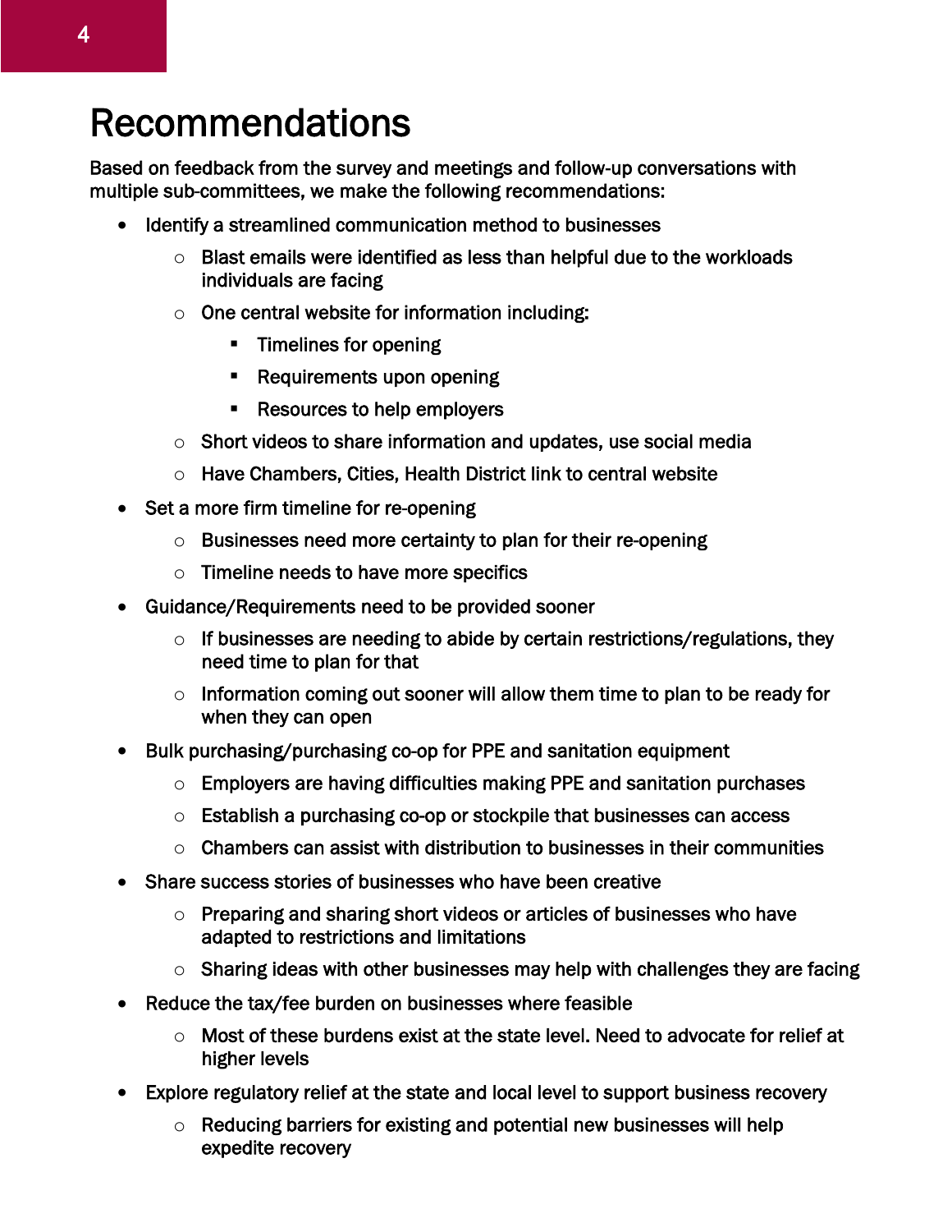# Recommendations

Based on feedback from the survey and meetings and follow-up conversations with multiple sub-committees, we make the following recommendations:

- Identify a streamlined communication method to businesses
  - Blast emails were identified as less than helpful due to the workloads individuals are facing
  - One central website for information including:
    - Timelines for opening
    - Requirements upon opening
    - Resources to help employers
  - Short videos to share information and updates, use social media
  - Have Chambers, Cities, Health District link to central website
- Set a more firm timeline for re-opening
  - Businesses need more certainty to plan for their re-opening
  - Timeline needs to have more specifics
- Guidance/Requirements need to be provided sooner
  - If businesses are needing to abide by certain restrictions/regulations, they need time to plan for that
  - Information coming out sooner will allow them time to plan to be ready for when they can open
- Bulk purchasing/purchasing co-op for PPE and sanitation equipment
  - Employers are having difficulties making PPE and sanitation purchases
  - Establish a purchasing co-op or stockpile that businesses can access
  - Chambers can assist with distribution to businesses in their communities
- Share success stories of businesses who have been creative
  - Preparing and sharing short videos or articles of businesses who have adapted to restrictions and limitations
  - Sharing ideas with other businesses may help with challenges they are facing
- Reduce the tax/fee burden on businesses where feasible
  - Most of these burdens exist at the state level. Need to advocate for relief at higher levels
- Explore regulatory relief at the state and local level to support business recovery
  - Reducing barriers for existing and potential new businesses will help expedite recovery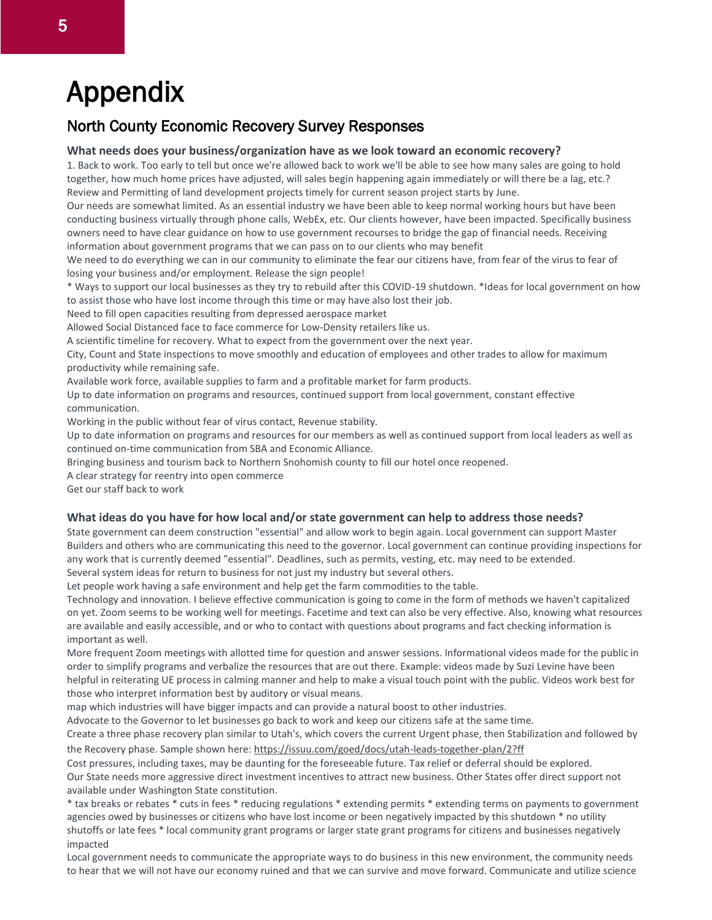# Appendix

## North County Economic Recovery Survey Responses

### What needs does your business/organization have as we look toward an economic recovery?

1. Back to work. Too early to tell but once we're allowed back to work we'll be able to see how many sales are going to hold together, how much home prices have adjusted, will sales begin happening again immediately or will there be a lag, etc.?

Review and Permitting of land development projects timely for current season project starts by June.

Our needs are somewhat limited. As an essential industry we have been able to keep normal working hours but have been conducting business virtually through phone calls, WebEx, etc. Our clients however, have been impacted. Specifically business owners need to have clear guidance on how to use government recourses to bridge the gap of financial needs. Receiving information about government programs that we can pass on to our clients who may benefit

We need to do everything we can in our community to eliminate the fear our citizens have, from fear of the virus to fear of losing your business and/or employment. Release the sign people!

* Ways to support our local businesses as they try to rebuild after this COVID-19 shutdown. *Ideas for local government on how to assist those who have lost income through this time or may have also lost their job.

Need to fill open capacities resulting from depressed aerospace market

Allowed Social Distanced face to face commerce for Low-Density retailers like us.

A scientific timeline for recovery. What to expect from the government over the next year.

City, Count and State inspections to move smoothly and education of employees and other trades to allow for maximum productivity while remaining safe.

Available work force, available supplies to farm and a profitable market for farm products.

Up to date information on programs and resources, continued support from local government, constant effective communication.

Working in the public without fear of virus contact, Revenue stability.

Up to date information on programs and resources for our members as well as continued support from local leaders as well as continued on-time communication from SBA and Economic Alliance.

Bringing business and tourism back to Northern Snohomish county to fill our hotel once reopened.

A clear strategy for reentry into open commerce

Get our staff back to work

### What ideas do you have for how local and/or state government can help to address those needs?

State government can deem construction "essential" and allow work to begin again. Local government can support Master Builders and others who are communicating this need to the governor. Local government can continue providing inspections for any work that is currently deemed "essential". Deadlines, such as permits, vesting, etc. may need to be extended.

Several system ideas for return to business for not just my industry but several others.

Let people work having a safe environment and help get the farm commodities to the table.

Technology and innovation. I believe effective communication is going to come in the form of methods we haven't capitalized on yet. Zoom seems to be working well for meetings. Facetime and text can also be very effective. Also, knowing what resources are available and easily accessible, and or who to contact with questions about programs and fact checking information is important as well.

More frequent Zoom meetings with allotted time for question and answer sessions. Informational videos made for the public in order to simplify programs and verbalize the resources that are out there. Example: videos made by Suzi Levine have been helpful in reiterating UE process in calming manner and help to make a visual touch point with the public. Videos work best for those who interpret information best by auditory or visual means.

map which industries will have bigger impacts and can provide a natural boost to other industries.

Advocate to the Governor to let businesses go back to work and keep our citizens safe at the same time.

Create a three phase recovery plan similar to Utah's, which covers the current Urgent phase, then Stabilization and followed by the Recovery phase. Sample shown here: https://issuu.com/goed/docs/utah-leads-together-plan/2?ff

Cost pressures, including taxes, may be daunting for the foreseeable future. Tax relief or deferral should be explored.

Our State needs more aggressive direct investment incentives to attract new business. Other States offer direct support not available under Washington State constitution.

* tax breaks or rebates * cuts in fees * reducing regulations * extending permits * extending terms on payments to government agencies owed by businesses or citizens who have lost income or been negatively impacted by this shutdown * no utility shutoffs or late fees * local community grant programs or larger state grant programs for citizens and businesses negatively impacted

Local government needs to communicate the appropriate ways to do business in this new environment, the community needs to hear that we will not have our economy ruined and that we can survive and move forward. Communicate and utilize science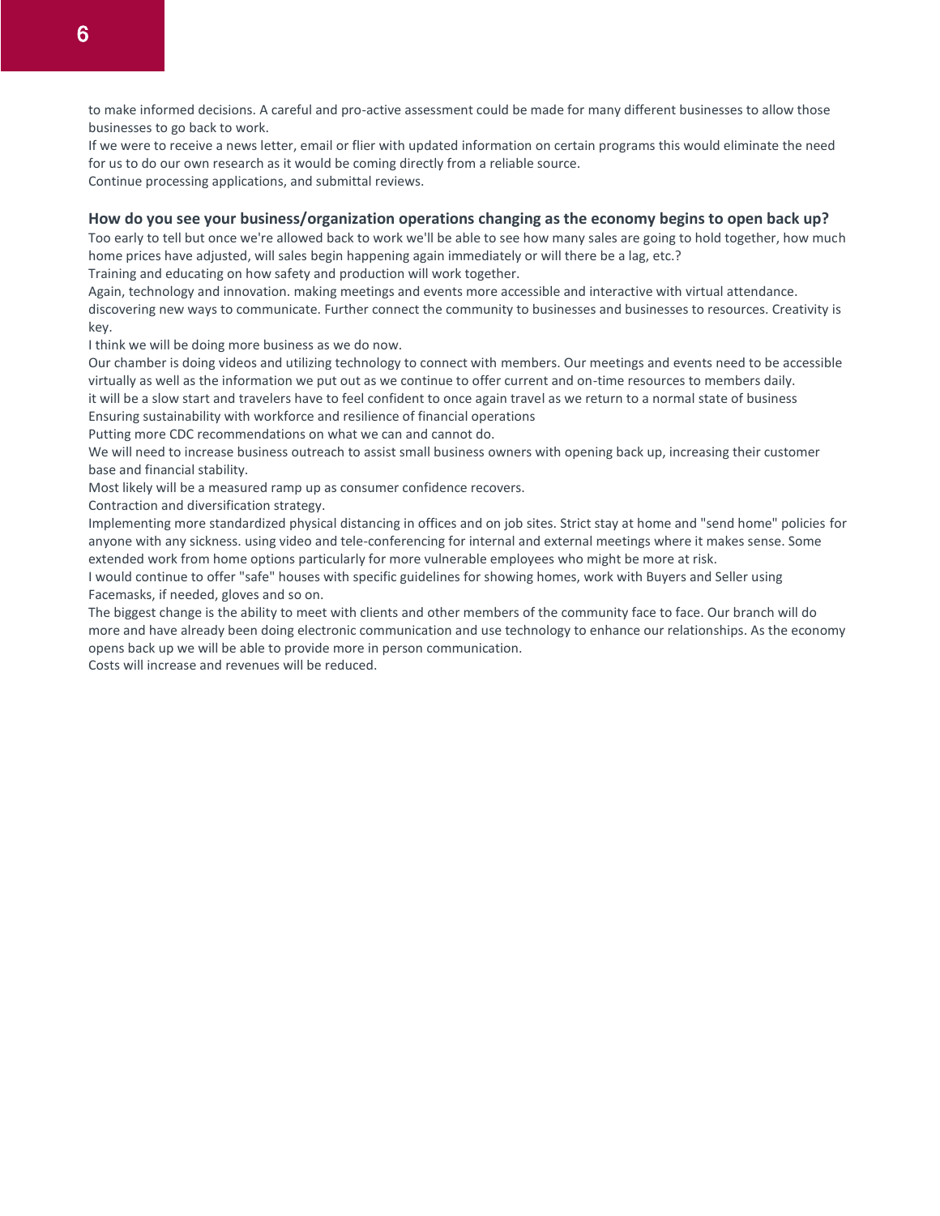to make informed decisions. A careful and pro-active assessment could be made for many different businesses to allow those businesses to go back to work.

If we were to receive a news letter, email or flier with updated information on certain programs this would eliminate the need for us to do our own research as it would be coming directly from a reliable source.

Continue processing applications, and submittal reviews.

### How do you see your business/organization operations changing as the economy begins to open back up?

Too early to tell but once we're allowed back to work we'll be able to see how many sales are going to hold together, how much home prices have adjusted, will sales begin happening again immediately or will there be a lag, etc.?

Training and educating on how safety and production will work together.

Again, technology and innovation. making meetings and events more accessible and interactive with virtual attendance. discovering new ways to communicate. Further connect the community to businesses and businesses to resources. Creativity is key.

I think we will be doing more business as we do now.

Our chamber is doing videos and utilizing technology to connect with members. Our meetings and events need to be accessible virtually as well as the information we put out as we continue to offer current and on-time resources to members daily.

it will be a slow start and travelers have to feel confident to once again travel as we return to a normal state of business

Ensuring sustainability with workforce and resilience of financial operations

Putting more CDC recommendations on what we can and cannot do.

We will need to increase business outreach to assist small business owners with opening back up, increasing their customer base and financial stability.

Most likely will be a measured ramp up as consumer confidence recovers.

Contraction and diversification strategy.

Implementing more standardized physical distancing in offices and on job sites. Strict stay at home and "send home" policies for anyone with any sickness. using video and tele-conferencing for internal and external meetings where it makes sense. Some extended work from home options particularly for more vulnerable employees who might be more at risk.

I would continue to offer "safe" houses with specific guidelines for showing homes, work with Buyers and Seller using Facemasks, if needed, gloves and so on.

The biggest change is the ability to meet with clients and other members of the community face to face. Our branch will do more and have already been doing electronic communication and use technology to enhance our relationships. As the economy opens back up we will be able to provide more in person communication.

Costs will increase and revenues will be reduced.